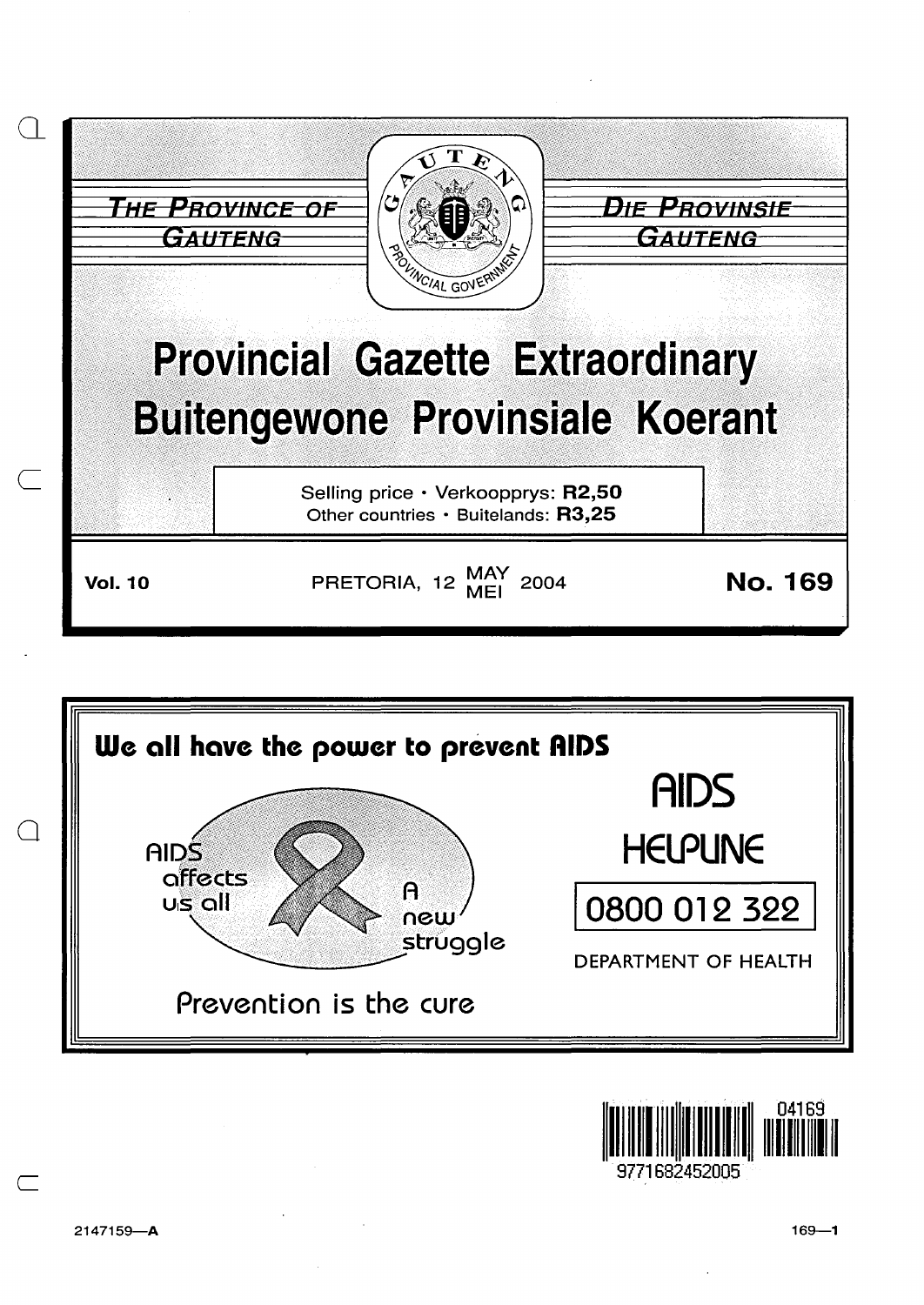THE PROVINCE OF GAUTENG

DIE PROVINSIE GAUTENG

# Provincial Gazette Extraordinary
# Buitengewone Provinsiale Koerant

Selling price · Verkoopprys: **R2,50**
Other countries · Buitelands: **R3,25**

**Vol. 10** PRETORIA, 12 MAY / MEI 2004 **No. 169**

**We all have the power to prevent AIDS**

AIDS affects us all

A new struggle

Prevention is the cure

AIDS HELPLINE

0800 012 322

DEPARTMENT OF HEALTH

2147159—A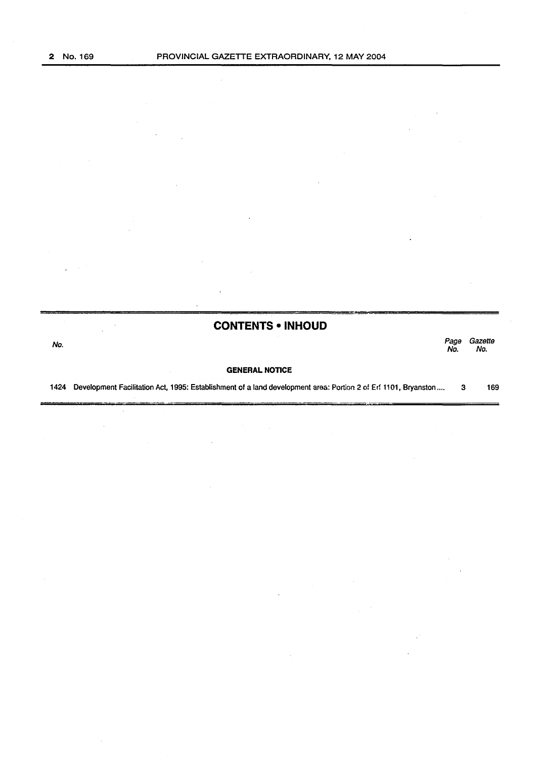## CONTENTS • INHOUD

| No. | | Page No. | Gazette No. |
|---|---|---|---|
| | **GENERAL NOTICE** | | |
| 1424 | Development Facilitation Act, 1995: Establishment of a land development area: Portion 2 of Erf 1101, Bryanston.... | 3 | 169 |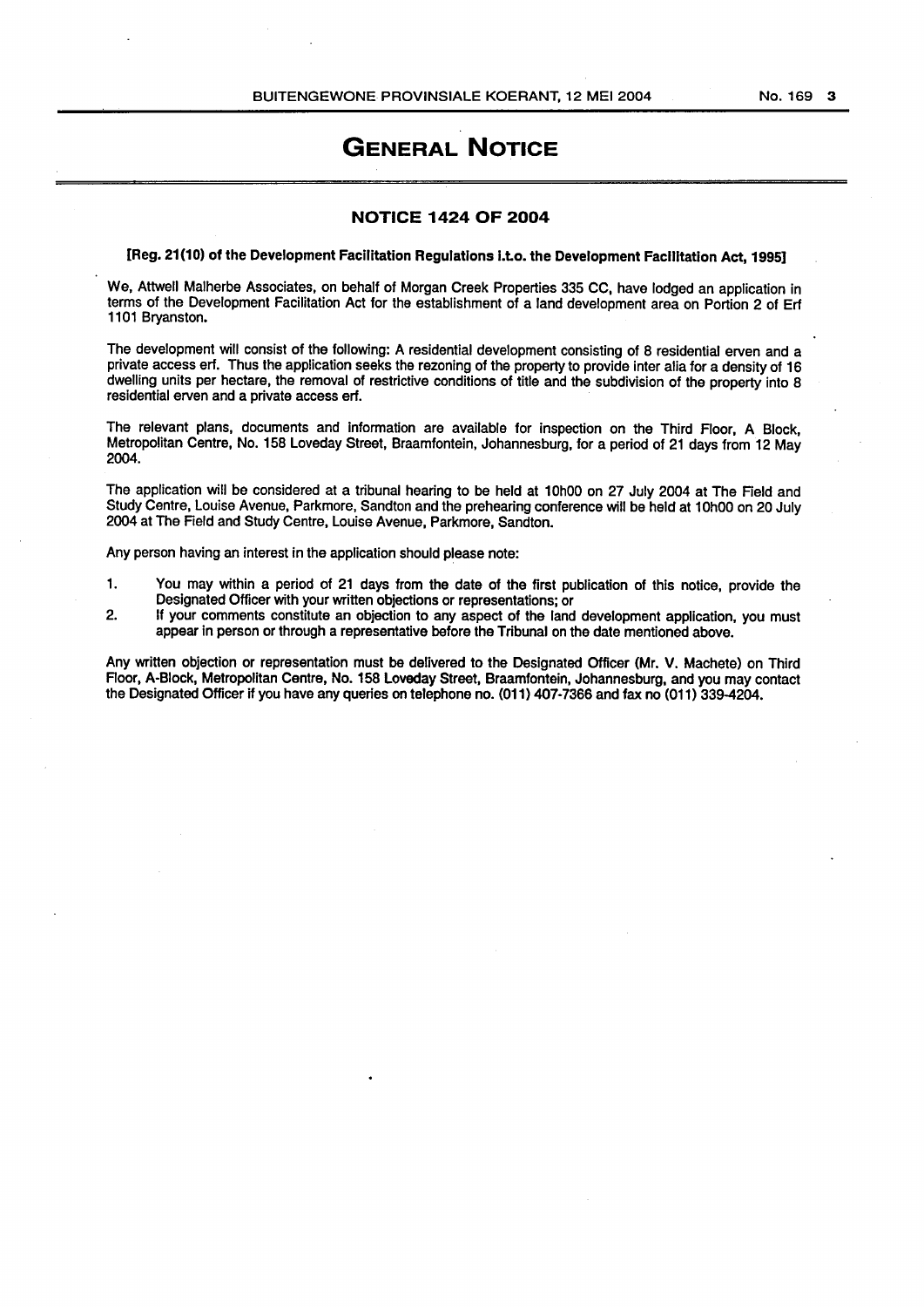# GENERAL NOTICE

## NOTICE 1424 OF 2004

**[Reg. 21(10) of the Development Facilitation Regulations i.t.o. the Development Facilitation Act, 1995]**

We, Attwell Malherbe Associates, on behalf of Morgan Creek Properties 335 CC, have lodged an application in terms of the Development Facilitation Act for the establishment of a land development area on Portion 2 of Erf 1101 Bryanston.

The development will consist of the following: A residential development consisting of 8 residential erven and a private access erf. Thus the application seeks the rezoning of the property to provide inter alia for a density of 16 dwelling units per hectare, the removal of restrictive conditions of title and the subdivision of the property into 8 residential erven and a private access erf.

The relevant plans, documents and information are available for inspection on the Third Floor, A Block, Metropolitan Centre, No. 158 Loveday Street, Braamfontein, Johannesburg, for a period of 21 days from 12 May 2004.

The application will be considered at a tribunal hearing to be held at 10h00 on 27 July 2004 at The Field and Study Centre, Louise Avenue, Parkmore, Sandton and the prehearing conference will be held at 10h00 on 20 July 2004 at The Field and Study Centre, Louise Avenue, Parkmore, Sandton.

Any person having an interest in the application should please note:

1. You may within a period of 21 days from the date of the first publication of this notice, provide the Designated Officer with your written objections or representations; or
2. If your comments constitute an objection to any aspect of the land development application, you must appear in person or through a representative before the Tribunal on the date mentioned above.

Any written objection or representation must be delivered to the Designated Officer (Mr. V. Machete) on Third Floor, A-Block, Metropolitan Centre, No. 158 Loveday Street, Braamfontein, Johannesburg, and you may contact the Designated Officer if you have any queries on telephone no. (011) 407-7366 and fax no (011) 339-4204.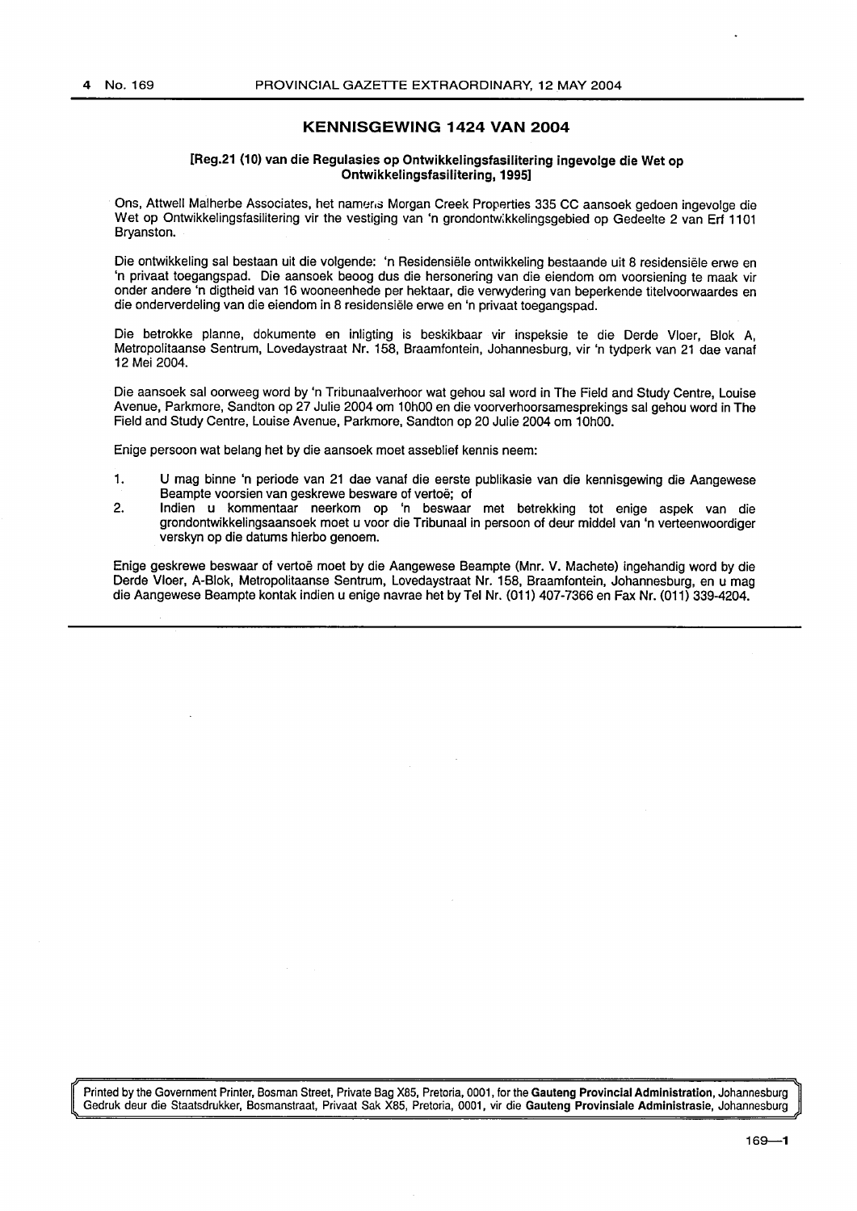## KENNISGEWING 1424 VAN 2004

**[Reg.21 (10) van die Regulasies op Ontwikkelingsfasilitering ingevolge die Wet op Ontwikkelingsfasilitering, 1995]**

Ons, Attwell Malherbe Associates, het namens Morgan Creek Properties 335 CC aansoek gedoen ingevolge die Wet op Ontwikkelingsfasilitering vir the vestiging van 'n grondontwikkelingsgebied op Gedeelte 2 van Erf 1101 Bryanston.

Die ontwikkeling sal bestaan uit die volgende: 'n Residensiële ontwikkeling bestaande uit 8 residensiële erwe en 'n privaat toegangspad. Die aansoek beoog dus die hersonering van die eiendom om voorsiening te maak vir onder andere 'n digtheid van 16 wooneenhede per hektaar, die verwydering van beperkende titelvoorwaardes en die onderverdeling van die eiendom in 8 residensiële erwe en 'n privaat toegangspad.

Die betrokke planne, dokumente en inligting is beskikbaar vir inspeksie te die Derde Vloer, Blok A, Metropolitaanse Sentrum, Lovedaystraat Nr. 158, Braamfontein, Johannesburg, vir 'n tydperk van 21 dae vanaf 12 Mei 2004.

Die aansoek sal oorweeg word by 'n Tribunaalverhoor wat gehou sal word in The Field and Study Centre, Louise Avenue, Parkmore, Sandton op 27 Julie 2004 om 10h00 en die voorverhoorsamesprekings sal gehou word in The Field and Study Centre, Louise Avenue, Parkmore, Sandton op 20 Julie 2004 om 10h00.

Enige persoon wat belang het by die aansoek moet asseblief kennis neem:

1. U mag binne 'n periode van 21 dae vanaf die eerste publikasie van die kennisgewing die Aangewese Beampte voorsien van geskrewe besware of vertoë; of
2. Indien u kommentaar neerkom op 'n beswaar met betrekking tot enige aspek van die grondontwikkelingsaansoek moet u voor die Tribunaal in persoon of deur middel van 'n verteenwoordiger verskyn op die datums hierbo genoem.

Enige geskrewe beswaar of vertoë moet by die Aangewese Beampte (Mnr. V. Machete) ingehandig word by die Derde Vloer, A-Blok, Metropolitaanse Sentrum, Lovedaystraat Nr. 158, Braamfontein, Johannesburg, en u mag die Aangewese Beampte kontak indien u enige navrae het by Tel Nr. (011) 407-7366 en Fax Nr. (011) 339-4204.

Printed by the Government Printer, Bosman Street, Private Bag X85, Pretoria, 0001, for the **Gauteng Provincial Administration**, Johannesburg
Gedruk deur die Staatsdrukker, Bosmanstraat, Privaat Sak X85, Pretoria, 0001, vir die **Gauteng Provinsiale Administrasie**, Johannesburg